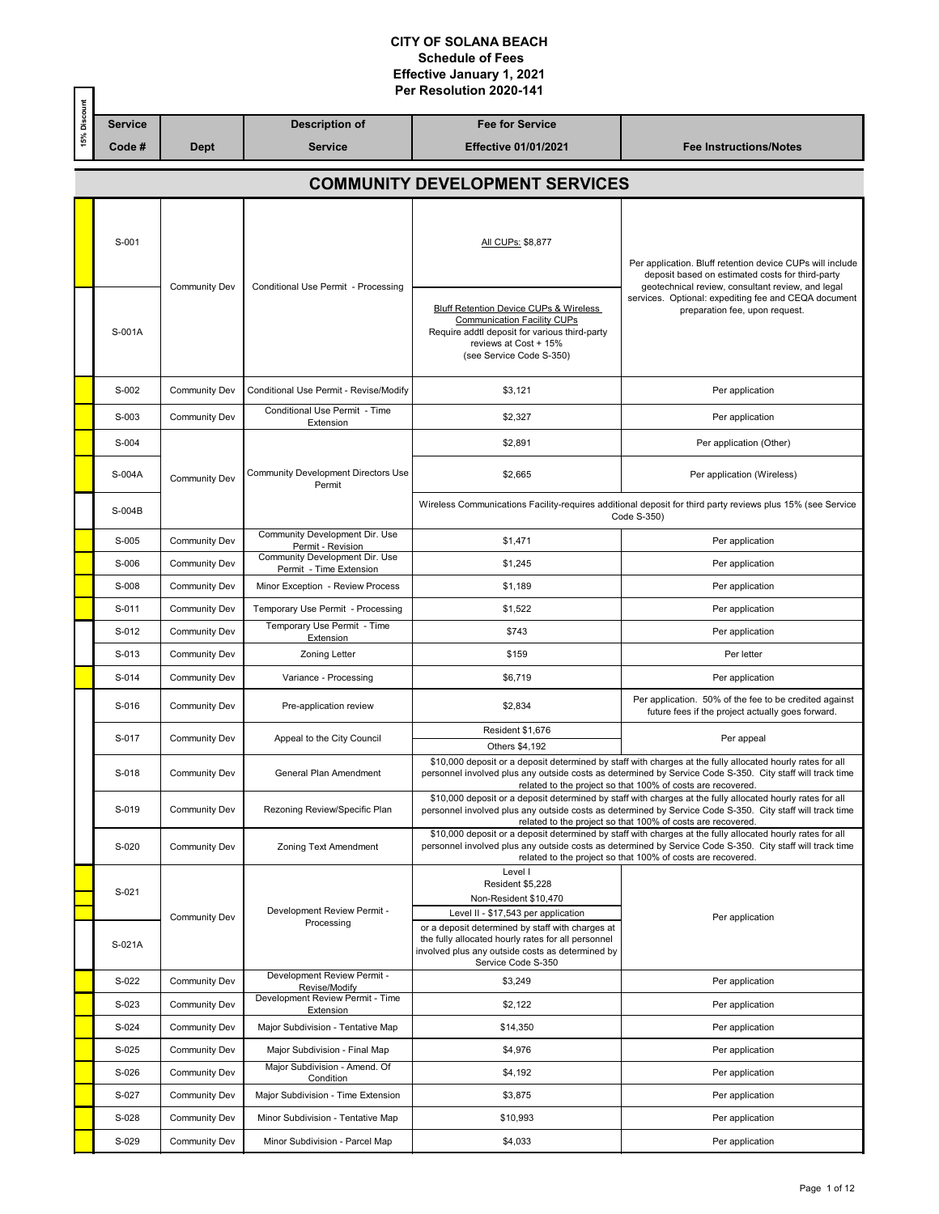# CITY OF SOLANA BEACH
## Schedule of Fees
## Effective January 1, 2021
## Per Resolution 2020-141

| 15% Discount | Service Code # | Dept | Description of Service | Fee for Service Effective 01/01/2021 | Fee Instructions/Notes |
|---|---|---|---|---|---|
| | | | **COMMUNITY DEVELOPMENT SERVICES** | | |
| | S-001 | Community Dev | Conditional Use Permit - Processing | All CUPs: $8,877 | Per application. Bluff retention device CUPs will include deposit based on estimated costs for third-party geotechnical review, consultant review, and legal services. Optional: expediting fee and CEQA document preparation fee, upon request. |
| | S-001A | | | Bluff Retention Device CUPs & Wireless Communication Facility CUPs Require addtl deposit for various third-party reviews at Cost + 15% (see Service Code S-350) | |
| | S-002 | Community Dev | Conditional Use Permit - Revise/Modify | $3,121 | Per application |
| | S-003 | Community Dev | Conditional Use Permit - Time Extension | $2,327 | Per application |
| | S-004 | Community Dev | Community Development Directors Use Permit | $2,891 | Per application (Other) |
| | S-004A | | | $2,665 | Per application (Wireless) |
| | S-004B | | | Wireless Communications Facility-requires additional deposit for third party reviews plus 15% (see Service Code S-350) | |
| | S-005 | Community Dev | Community Development Dir. Use Permit - Revision | $1,471 | Per application |
| | S-006 | Community Dev | Community Development Dir. Use Permit - Time Extension | $1,245 | Per application |
| | S-008 | Community Dev | Minor Exception - Review Process | $1,189 | Per application |
| | S-011 | Community Dev | Temporary Use Permit - Processing | $1,522 | Per application |
| | S-012 | Community Dev | Temporary Use Permit - Time Extension | $743 | Per application |
| | S-013 | Community Dev | Zoning Letter | $159 | Per letter |
| | S-014 | Community Dev | Variance - Processing | $6,719 | Per application |
| | S-016 | Community Dev | Pre-application review | $2,834 | Per application. 50% of the fee to be credited against future fees if the project actually goes forward. |
| | S-017 | Community Dev | Appeal to the City Council | Resident $1,676<br>Others $4,192 | Per appeal |
| | S-018 | Community Dev | General Plan Amendment | $10,000 deposit or a deposit determined by staff with charges at the fully allocated hourly rates for all personnel involved plus any outside costs as determined by Service Code S-350. City staff will track time related to the project so that 100% of costs are recovered. | |
| | S-019 | Community Dev | Rezoning Review/Specific Plan | $10,000 deposit or a deposit determined by staff with charges at the fully allocated hourly rates for all personnel involved plus any outside costs as determined by Service Code S-350. City staff will track time related to the project so that 100% of costs are recovered. | |
| | S-020 | Community Dev | Zoning Text Amendment | $10,000 deposit or a deposit determined by staff with charges at the fully allocated hourly rates for all personnel involved plus any outside costs as determined by Service Code S-350. City staff will track time related to the project so that 100% of costs are recovered. | |
| | S-021 | Community Dev | Development Review Permit - Processing | Level I<br>Resident $5,228<br>Non-Resident $10,470<br>Level II - $17,543 per application | Per application |
| | S-021A | | | or a deposit determined by staff with charges at the fully allocated hourly rates for all personnel involved plus any outside costs as determined by Service Code S-350 | |
| | S-022 | Community Dev | Development Review Permit - Revise/Modify | $3,249 | Per application |
| | S-023 | Community Dev | Development Review Permit - Time Extension | $2,122 | Per application |
| | S-024 | Community Dev | Major Subdivision - Tentative Map | $14,350 | Per application |
| | S-025 | Community Dev | Major Subdivision - Final Map | $4,976 | Per application |
| | S-026 | Community Dev | Major Subdivision - Amend. Of Condition | $4,192 | Per application |
| | S-027 | Community Dev | Major Subdivision - Time Extension | $3,875 | Per application |
| | S-028 | Community Dev | Minor Subdivision - Tentative Map | $10,993 | Per application |
| | S-029 | Community Dev | Minor Subdivision - Parcel Map | $4,033 | Per application |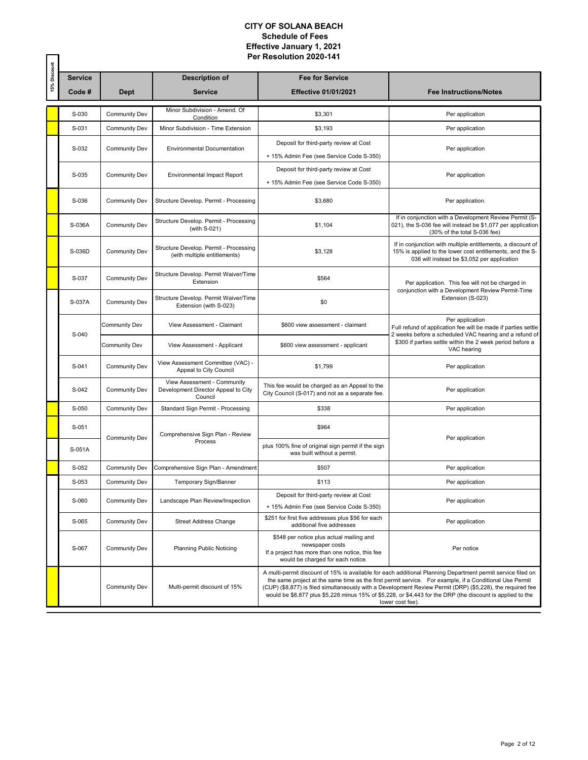**CITY OF SOLANA BEACH**
**Schedule of Fees**
**Effective January 1, 2021**
**Per Resolution 2020-141**

| 15% Discount | Service Code # | Dept | Description of Service | Fee for Service Effective 01/01/2021 | Fee Instructions/Notes |
|---|---|---|---|---|---|
| Yes | S-030 | Community Dev | Minor Subdivision - Amend. Of Condition | $3,301 | Per application |
| Yes | S-031 | Community Dev | Minor Subdivision - Time Extension | $3,193 | Per application |
| | S-032 | Community Dev | Environmental Documentation | Deposit for third-party review at Cost + 15% Admin Fee (see Service Code S-350) | Per application |
| | S-035 | Community Dev | Environmental Impact Report | Deposit for third-party review at Cost + 15% Admin Fee (see Service Code S-350) | Per application |
| Yes | S-036 | Community Dev | Structure Develop. Permit - Processing | $3,680 | Per application. |
| Yes | S-036A | Community Dev | Structure Develop. Permit - Processing (with S-021) | $1,104 | If in conjunction with a Development Review Permit (S-021), the S-036 fee will instead be $1,077 per application (30% of the total S-036 fee) |
| Yes | S-036D | Community Dev | Structure Develop. Permit - Processing (with multiple entitlements) | $3,128 | If in conjunction with multiple entitlements, a discount of 15% is applied to the lower cost entitlements, and the S-036 will instead be $3,052 per application |
| Yes | S-037 | Community Dev | Structure Develop. Permit Waiver/Time Extension | $564 | Per application. This fee will not be charged in conjunction with a Development Review Permit-Time Extension (S-023) |
| | S-037A | Community Dev | Structure Develop. Permit Waiver/Time Extension (with S-023) | $0 | |
| | S-040 | Community Dev | View Assessment - Claimant | $600 view assessment - claimant | Per application<br>Full refund of application fee will be made if parties settle 2 weeks before a scheduled VAC hearing and a refund of $300 if parties settle within the 2 week period before a VAC hearing |
| | | Community Dev | View Assessment - Applicant | $600 view assessment - applicant | |
| | S-041 | Community Dev | View Assessment Committee (VAC) - Appeal to City Council | $1,799 | Per application |
| | S-042 | Community Dev | View Assessment - Community Development Director Appeal to City Council | This fee would be charged as an Appeal to the City Council (S-017) and not as a separate fee. | Per application |
| Yes | S-050 | Community Dev | Standard Sign Permit - Processing | $338 | Per application |
| Yes | S-051 | Community Dev | Comprehensive Sign Plan - Review Process | $964 | Per application |
| | S-051A | | | plus 100% fine of original sign permit if the sign was built without a permit. | |
| Yes | S-052 | Community Dev | Comprehensive Sign Plan - Amendment | $507 | Per application |
| | S-053 | Community Dev | Temporary Sign/Banner | $113 | Per application |
| | S-060 | Community Dev | Landscape Plan Review/Inspection | Deposit for third-party review at Cost + 15% Admin Fee (see Service Code S-350) | Per application |
| | S-065 | Community Dev | Street Address Change | $251 for first five addresses plus $56 for each additional five addresses | Per application |
| | S-067 | Community Dev | Planning Public Noticing | $548 per notice plus actual mailing and newspaper costs<br>If a project has more than one notice, this fee would be charged for each notice. | Per notice |
| Yes | | Community Dev | Multi-permit discount of 15% | A multi-permit discount of 15% is available for each additional Planning Department permit service filed on the same project at the same time as the first permit service. For example, if a Conditional Use Permit (CUP) ($8,877) is filed simultaneously with a Development Review Permit (DRP) ($5,228), the required fee would be $8,877 plus $5,228 minus 15% of $5,228, or $4,443 for the DRP (the discount is applied to the lower cost fee). | |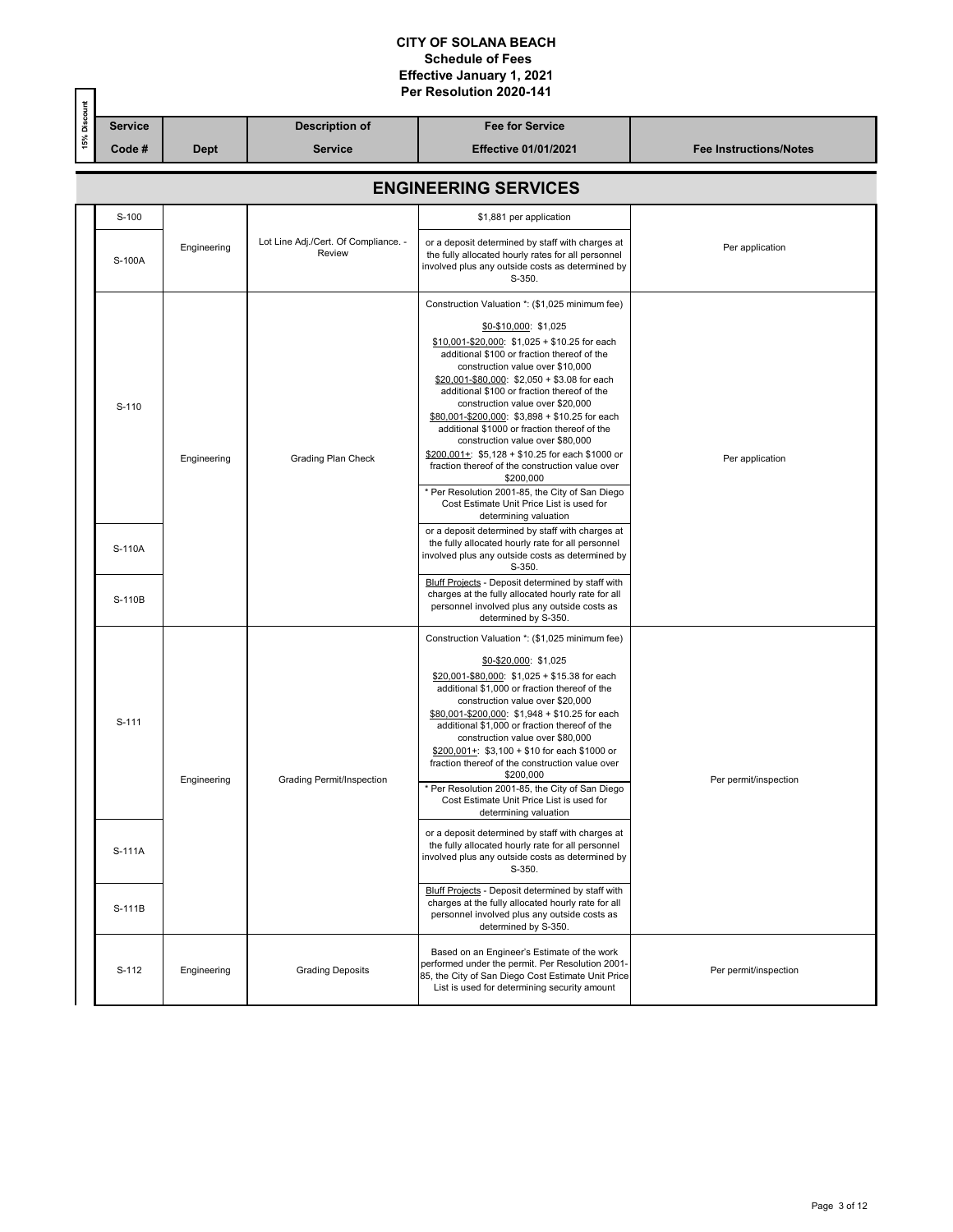**CITY OF SOLANA BEACH**
**Schedule of Fees**
**Effective January 1, 2021**
**Per Resolution 2020-141**

| 15% Discount | Service Code # | Dept | Description of Service | Fee for Service Effective 01/01/2021 | Fee Instructions/Notes |
|---|---|---|---|---|---|
| | **ENGINEERING SERVICES** | | | | |
| | S-100 | Engineering | Lot Line Adj./Cert. Of Compliance. - Review | $1,881 per application | Per application |
| | S-100A | | | or a deposit determined by staff with charges at the fully allocated hourly rates for all personnel involved plus any outside costs as determined by S-350. | |
| | S-110 | Engineering | Grading Plan Check | Construction Valuation *: ($1,025 minimum fee)<br><br>$0-$10,000: $1,025<br>$10,001-$20,000: $1,025 + $10.25 for each additional $100 or fraction thereof of the construction value over $10,000<br>$20,001-$80,000: $2,050 + $3.08 for each additional $100 or fraction thereof of the construction value over $20,000<br>$80,001-$200,000: $3,898 + $10.25 for each additional $1000 or fraction thereof of the construction value over $80,000<br>$200,001+: $5,128 + $10.25 for each $1000 or fraction thereof of the construction value over $200,000<br>* Per Resolution 2001-85, the City of San Diego Cost Estimate Unit Price List is used for determining valuation | Per application |
| | S-110A | | | or a deposit determined by staff with charges at the fully allocated hourly rate for all personnel involved plus any outside costs as determined by S-350. | |
| | S-110B | | | Bluff Projects - Deposit determined by staff with charges at the fully allocated hourly rate for all personnel involved plus any outside costs as determined by S-350. | |
| | S-111 | Engineering | Grading Permit/Inspection | Construction Valuation *: ($1,025 minimum fee)<br><br>$0-$20,000: $1,025<br>$20,001-$80,000: $1,025 + $15.38 for each additional $1,000 or fraction thereof of the construction value over $20,000<br>$80,001-$200,000: $1,948 + $10.25 for each additional $1,000 or fraction thereof of the construction value over $80,000<br>$200,001+: $3,100 + $10 for each $1000 or fraction thereof of the construction value over $200,000<br>* Per Resolution 2001-85, the City of San Diego Cost Estimate Unit Price List is used for determining valuation | Per permit/inspection |
| | S-111A | | | or a deposit determined by staff with charges at the fully allocated hourly rate for all personnel involved plus any outside costs as determined by S-350. | |
| | S-111B | | | Bluff Projects - Deposit determined by staff with charges at the fully allocated hourly rate for all personnel involved plus any outside costs as determined by S-350. | |
| | S-112 | Engineering | Grading Deposits | Based on an Engineer's Estimate of the work performed under the permit. Per Resolution 2001-85, the City of San Diego Cost Estimate Unit Price List is used for determining security amount | Per permit/inspection |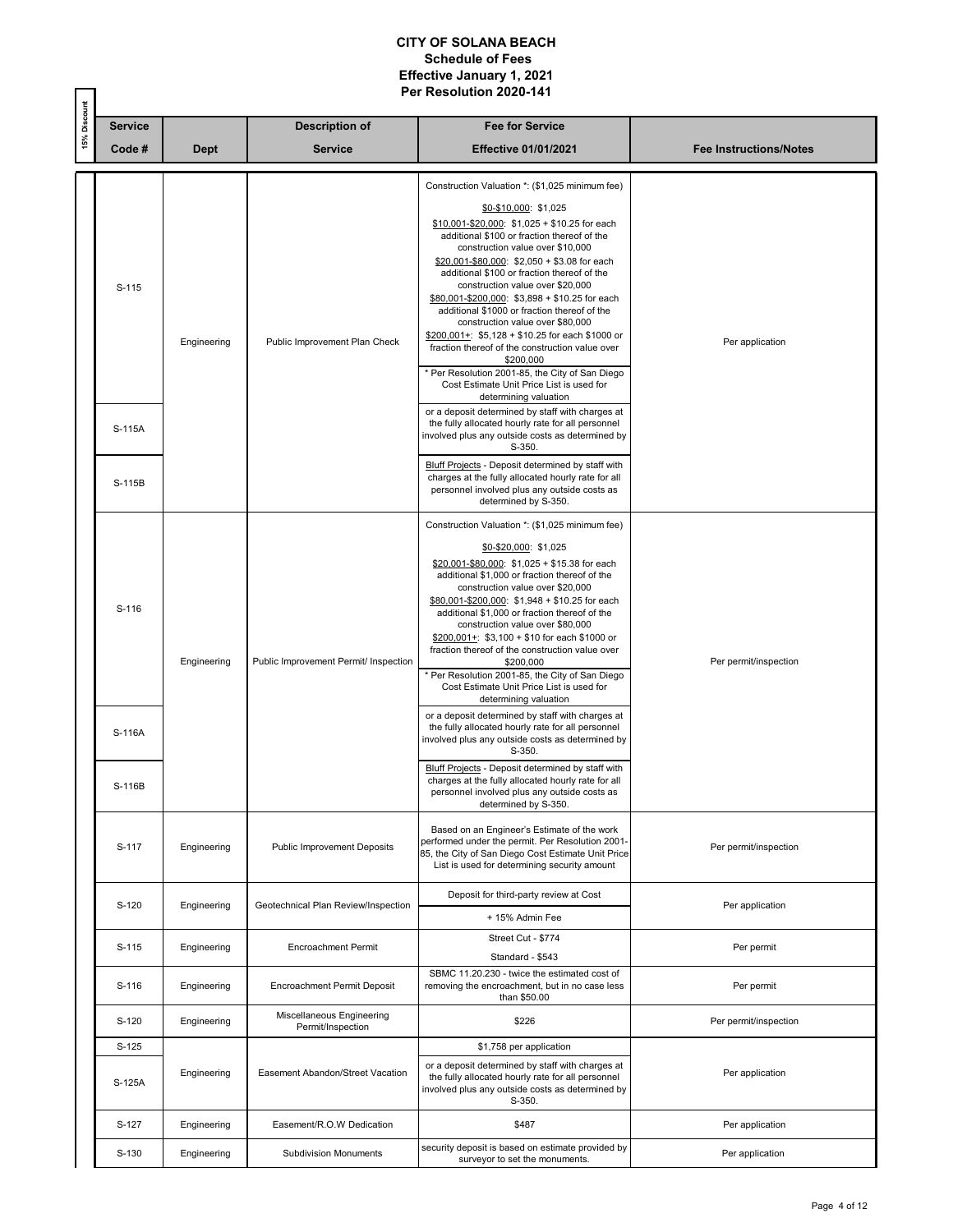# CITY OF SOLANA BEACH
## Schedule of Fees
## Effective January 1, 2021
## Per Resolution 2020-141

| 15% Discount | Service Code # | Dept | Description of Service | Fee for Service Effective 01/01/2021 | Fee Instructions/Notes |
|---|---|---|---|---|---|
| | S-115 | Engineering | Public Improvement Plan Check | Construction Valuation *: ($1,025 minimum fee)<br>$0-$10,000: $1,025<br>$10,001-$20,000: $1,025 + $10.25 for each additional $100 or fraction thereof of the construction value over $10,000<br>$20,001-$80,000: $2,050 + $3.08 for each additional $100 or fraction thereof of the construction value over $20,000<br>$80,001-$200,000: $3,898 + $10.25 for each additional $1000 or fraction thereof of the construction value over $80,000<br>$200,001+: $5,128 + $10.25 for each $1000 or fraction thereof of the construction value over $200,000<br>* Per Resolution 2001-85, the City of San Diego Cost Estimate Unit Price List is used for determining valuation | Per application |
| | S-115A | | | or a deposit determined by staff with charges at the fully allocated hourly rate for all personnel involved plus any outside costs as determined by S-350. | |
| | S-115B | | | Bluff Projects - Deposit determined by staff with charges at the fully allocated hourly rate for all personnel involved plus any outside costs as determined by S-350. | |
| | S-116 | Engineering | Public Improvement Permit/ Inspection | Construction Valuation *: ($1,025 minimum fee)<br>$0-$20,000: $1,025<br>$20,001-$80,000: $1,025 + $15.38 for each additional $1,000 or fraction thereof of the construction value over $20,000<br>$80,001-$200,000: $1,948 + $10.25 for each additional $1,000 or fraction thereof of the construction value over $80,000<br>$200,001+: $3,100 + $10 for each $1000 or fraction thereof of the construction value over $200,000<br>* Per Resolution 2001-85, the City of San Diego Cost Estimate Unit Price List is used for determining valuation | Per permit/inspection |
| | S-116A | | | or a deposit determined by staff with charges at the fully allocated hourly rate for all personnel involved plus any outside costs as determined by S-350. | |
| | S-116B | | | Bluff Projects - Deposit determined by staff with charges at the fully allocated hourly rate for all personnel involved plus any outside costs as determined by S-350. | |
| | S-117 | Engineering | Public Improvement Deposits | Based on an Engineer's Estimate of the work performed under the permit. Per Resolution 2001-85, the City of San Diego Cost Estimate Unit Price List is used for determining security amount | Per permit/inspection |
| | S-120 | Engineering | Geotechnical Plan Review/Inspection | Deposit for third-party review at Cost<br>+ 15% Admin Fee | Per application |
| | S-115 | Engineering | Encroachment Permit | Street Cut - $774<br>Standard - $543 | Per permit |
| | S-116 | Engineering | Encroachment Permit Deposit | SBMC 11.20.230 - twice the estimated cost of removing the encroachment, but in no case less than $50.00 | Per permit |
| | S-120 | Engineering | Miscellaneous Engineering Permit/Inspection | $226 | Per permit/inspection |
| | S-125 | Engineering | Easement Abandon/Street Vacation | $1,758 per application | Per application |
| | S-125A | | | or a deposit determined by staff with charges at the fully allocated hourly rate for all personnel involved plus any outside costs as determined by S-350. | |
| | S-127 | Engineering | Easement/R.O.W Dedication | $487 | Per application |
| | S-130 | Engineering | Subdivision Monuments | security deposit is based on estimate provided by surveyor to set the monuments. | Per application |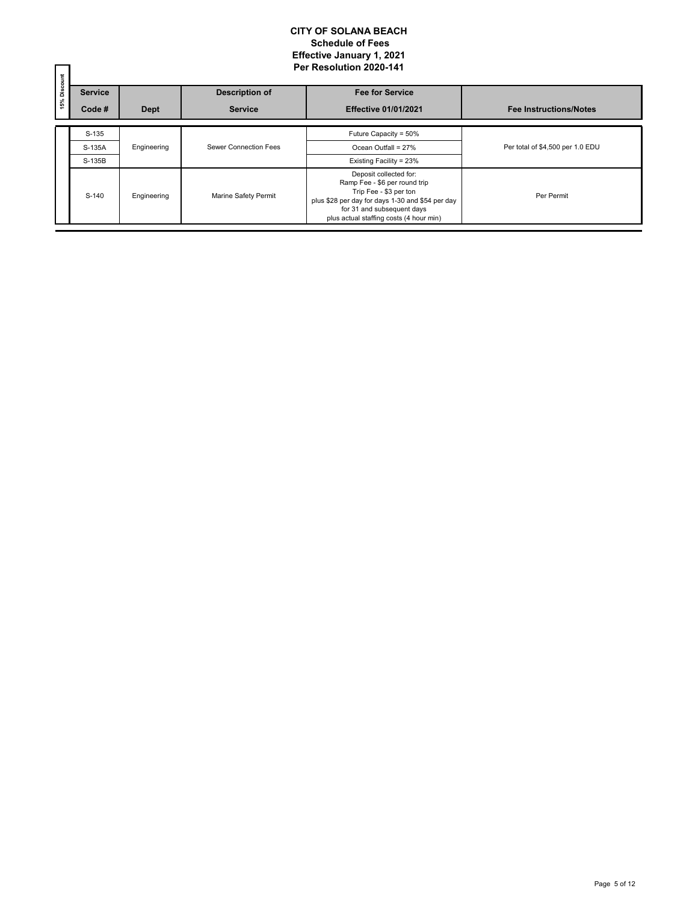# CITY OF SOLANA BEACH
## Schedule of Fees
## Effective January 1, 2021
## Per Resolution 2020-141

| 15% Discount | Service Code # | Dept | Description of Service | Fee for Service Effective 01/01/2021 | Fee Instructions/Notes |
|---|---|---|---|---|---|
| | S-135 | Engineering | Sewer Connection Fees | Future Capacity = 50% | Per total of $4,500 per 1.0 EDU |
| | S-135A | | | Ocean Outfall = 27% | |
| | S-135B | | | Existing Facility = 23% | |
| | S-140 | Engineering | Marine Safety Permit | Deposit collected for: Ramp Fee - $6 per round trip Trip Fee - $3 per ton plus $28 per day for days 1-30 and $54 per day for 31 and subsequent days plus actual staffing costs (4 hour min) | Per Permit |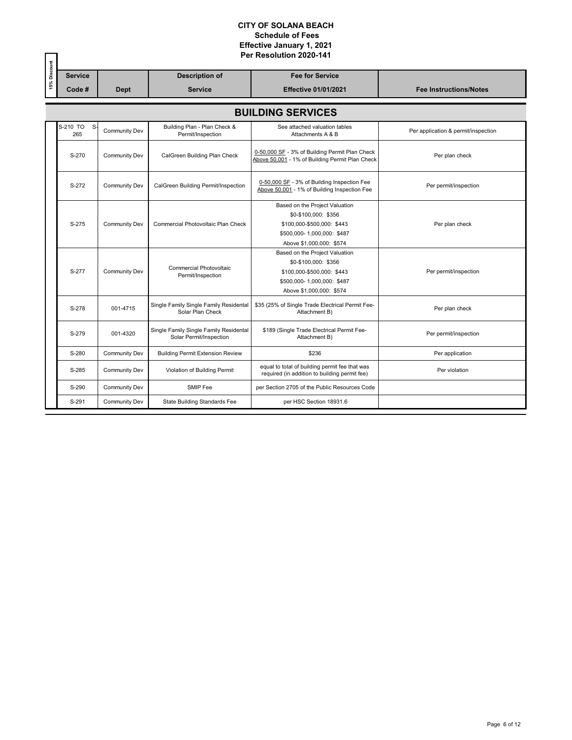# CITY OF SOLANA BEACH
## Schedule of Fees
## Effective January 1, 2021
## Per Resolution 2020-141

| 15% Discount | Service Code # | Dept | Description of Service | Fee for Service Effective 01/01/2021 | Fee Instructions/Notes |
|---|---|---|---|---|---|
| | **BUILDING SERVICES** | | | | |
| | S-210 TO S-265 | Community Dev | Building Plan - Plan Check & Permit/Inspection | See attached valuation tables Attachments A & B | Per application & permit/inspection |
| | S-270 | Community Dev | CalGreen Building Plan Check | 0-50,000 SF - 3% of Building Permit Plan Check<br>Above 50,001 - 1% of Building Permit Plan Check | Per plan check |
| | S-272 | Community Dev | CalGreen Building Permit/Inspection | 0-50,000 SF - 3% of Building Inspection Fee<br>Above 50,001 - 1% of Building Inspection Fee | Per permit/inspection |
| | S-275 | Community Dev | Commercial Photovoltaic Plan Check | Based on the Project Valuation<br>$0-$100,000: $356<br>$100,000-$500,000: $443<br>$500,000- 1,000,000: $487<br>Above $1,000,000: $574 | Per plan check |
| | S-277 | Community Dev | Commercial Photovoltaic Permit/Inspection | Based on the Project Valuation<br>$0-$100,000: $356<br>$100,000-$500,000: $443<br>$500,000- 1,000,000: $487<br>Above $1,000,000: $574 | Per permit/inspection |
| | S-278 | 001-4715 | Single Family Single Family Residental Solar Plan Check | $35 (25% of Single Trade Electrical Permit Fee- Attachment B) | Per plan check |
| | S-279 | 001-4320 | Single Family Single Family Residental Solar Permit/Inspection | $189 (Single Trade Electrical Permit Fee- Attachment B) | Per permit/inspection |
| | S-280 | Community Dev | Building Permit Extension Review | $236 | Per application |
| | S-285 | Community Dev | Violation of Building Permit | equal to total of building permit fee that was required (in addition to building permit fee) | Per violation |
| | S-290 | Community Dev | SMIP Fee | per Section 2705 of the Public Resources Code | |
| | S-291 | Community Dev | State Building Standards Fee | per HSC Section 18931.6 | |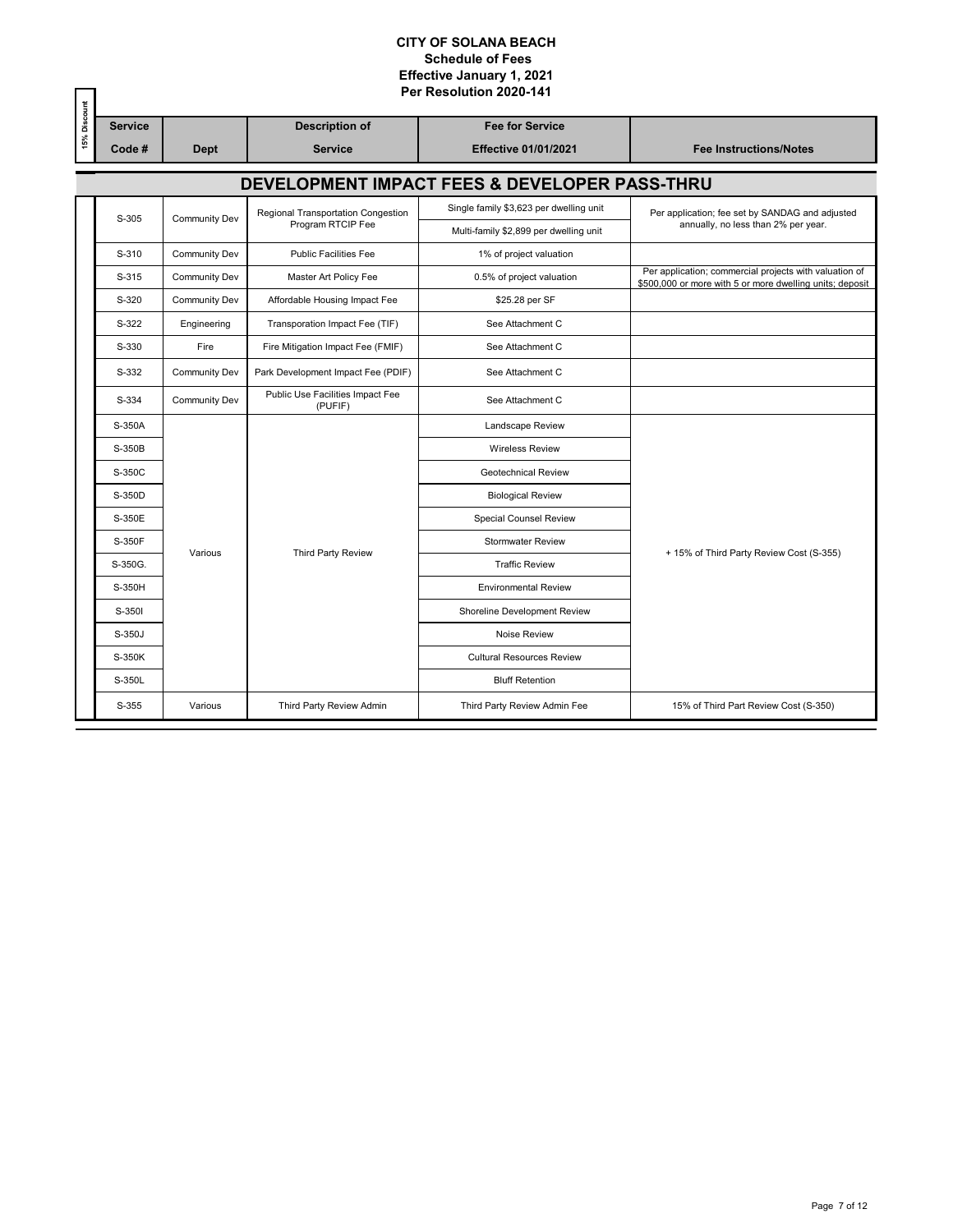**CITY OF SOLANA BEACH**
**Schedule of Fees**
**Effective January 1, 2021**
**Per Resolution 2020-141**

| 15% Discount | Service Code # | Dept | Description of Service | Fee for Service Effective 01/01/2021 | Fee Instructions/Notes |
|---|---|---|---|---|---|
| | **DEVELOPMENT IMPACT FEES & DEVELOPER PASS-THRU** | | | | |
| | S-305 | Community Dev | Regional Transportation Congestion Program RTCIP Fee | Single family $3,623 per dwelling unit | Per application; fee set by SANDAG and adjusted annually, no less than 2% per year. |
| | | | | Multi-family $2,899 per dwelling unit | |
| | S-310 | Community Dev | Public Facilities Fee | 1% of project valuation | |
| | S-315 | Community Dev | Master Art Policy Fee | 0.5% of project valuation | Per application; commercial projects with valuation of $500,000 or more with 5 or more dwelling units; deposit |
| | S-320 | Community Dev | Affordable Housing Impact Fee | $25.28 per SF | |
| | S-322 | Engineering | Transporation Impact Fee (TIF) | See Attachment C | |
| | S-330 | Fire | Fire Mitigation Impact Fee (FMIF) | See Attachment C | |
| | S-332 | Community Dev | Park Development Impact Fee (PDIF) | See Attachment C | |
| | S-334 | Community Dev | Public Use Facilities Impact Fee (PUFIF) | See Attachment C | |
| | S-350A | Various | Third Party Review | Landscape Review | + 15% of Third Party Review Cost (S-355) |
| | S-350B | | | Wireless Review | |
| | S-350C | | | Geotechnical Review | |
| | S-350D | | | Biological Review | |
| | S-350E | | | Special Counsel Review | |
| | S-350F | | | Stormwater Review | |
| | S-350G. | | | Traffic Review | |
| | S-350H | | | Environmental Review | |
| | S-350I | | | Shoreline Development Review | |
| | S-350J | | | Noise Review | |
| | S-350K | | | Cultural Resources Review | |
| | S-350L | | | Bluff Retention | |
| | S-355 | Various | Third Party Review Admin | Third Party Review Admin Fee | 15% of Third Part Review Cost (S-350) |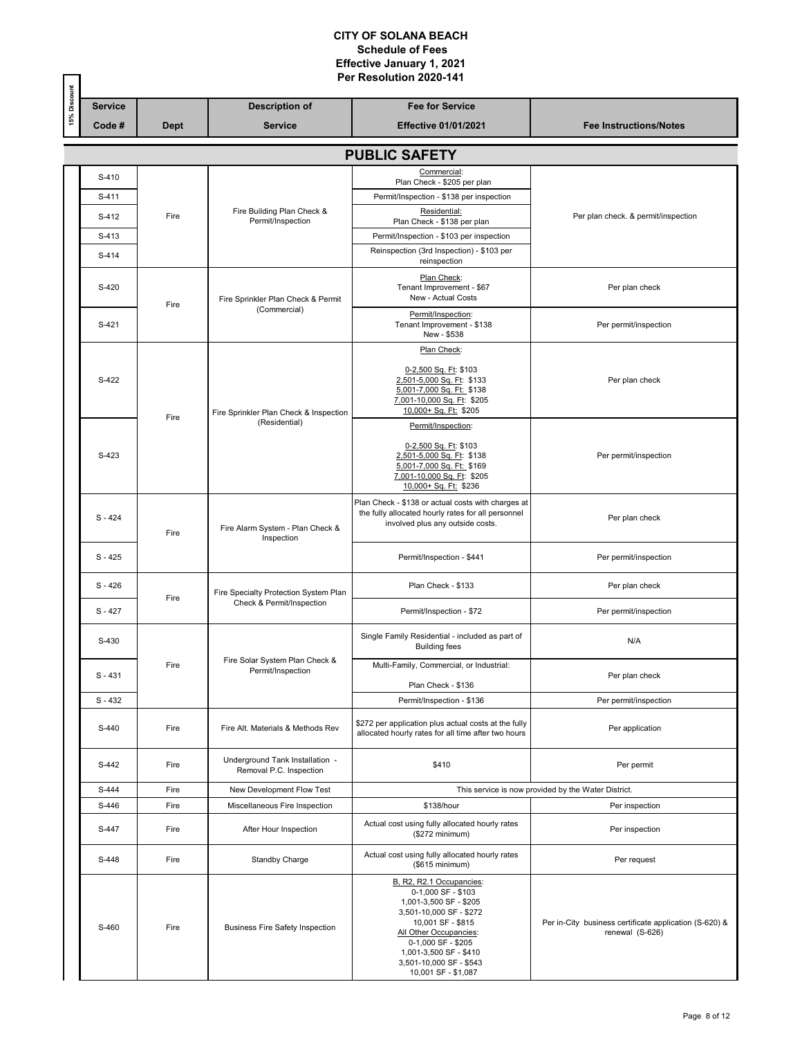# CITY OF SOLANA BEACH

**Schedule of Fees**
**Effective January 1, 2021**
**Per Resolution 2020-141**

| 15% Discount | Service Code # | Dept | Description of Service | Fee for Service Effective 01/01/2021 | Fee Instructions/Notes |
|---|---|---|---|---|---|
| | **PUBLIC SAFETY** | | | | |
| | S-410 | Fire | Fire Building Plan Check & Permit/Inspection | Commercial: Plan Check - $205 per plan | Per plan check. & permit/inspection |
| | S-411 | | | Permit/Inspection - $138 per inspection | |
| | S-412 | | | Residential: Plan Check - $138 per plan | |
| | S-413 | | | Permit/Inspection - $103 per inspection | |
| | S-414 | | | Reinspection (3rd Inspection) - $103 per reinspection | |
| | S-420 | Fire | Fire Sprinkler Plan Check & Permit (Commercial) | Plan Check: Tenant Improvement - $67 New - Actual Costs | Per plan check |
| | S-421 | | | Permit/Inspection: Tenant Improvement - $138 New - $538 | Per permit/inspection |
| | S-422 | Fire | Fire Sprinkler Plan Check & Inspection (Residential) | Plan Check: 0-2,500 Sq. Ft: $103 2,501-5,000 Sq. Ft: $133 5,001-7,000 Sq. Ft: $138 7,001-10,000 Sq. Ft: $205 10,000+ Sq. Ft: $205 | Per plan check |
| | S-423 | | | Permit/Inspection: 0-2,500 Sq. Ft: $103 2,501-5,000 Sq. Ft: $138 5,001-7,000 Sq. Ft: $169 7,001-10,000 Sq. Ft: $205 10,000+ Sq. Ft: $236 | Per permit/inspection |
| | S - 424 | Fire | Fire Alarm System - Plan Check & Inspection | Plan Check - $138 or actual costs with charges at the fully allocated hourly rates for all personnel involved plus any outside costs. | Per plan check |
| | S - 425 | | | Permit/Inspection - $441 | Per permit/inspection |
| | S - 426 | Fire | Fire Specialty Protection System Plan Check & Permit/Inspection | Plan Check - $133 | Per plan check |
| | S - 427 | | | Permit/Inspection - $72 | Per permit/inspection |
| | S-430 | Fire | Fire Solar System Plan Check & Permit/Inspection | Single Family Residential - included as part of Building fees | N/A |
| | S - 431 | | | Multi-Family, Commercial, or Industrial: Plan Check - $136 | Per plan check |
| | S - 432 | | | Permit/Inspection - $136 | Per permit/inspection |
| | S-440 | Fire | Fire Alt. Materials & Methods Rev | $272 per application plus actual costs at the fully allocated hourly rates for all time after two hours | Per application |
| | S-442 | Fire | Underground Tank Installation - Removal P.C. Inspection | $410 | Per permit |
| | S-444 | Fire | New Development Flow Test | This service is now provided by the Water District. | |
| | S-446 | Fire | Miscellaneous Fire Inspection | $138/hour | Per inspection |
| | S-447 | Fire | After Hour Inspection | Actual cost using fully allocated hourly rates ($272 minimum) | Per inspection |
| | S-448 | Fire | Standby Charge | Actual cost using fully allocated hourly rates ($615 minimum) | Per request |
| | S-460 | Fire | Business Fire Safety Inspection | B, R2, R2.1 Occupancies: 0-1,000 SF - $103 1,001-3,500 SF - $205 3,501-10,000 SF - $272 10,001 SF - $815 All Other Occupancies: 0-1,000 SF - $205 1,001-3,500 SF - $410 3,501-10,000 SF - $543 10,001 SF - $1,087 | Per in-City business certificate application (S-620) & renewal (S-626) |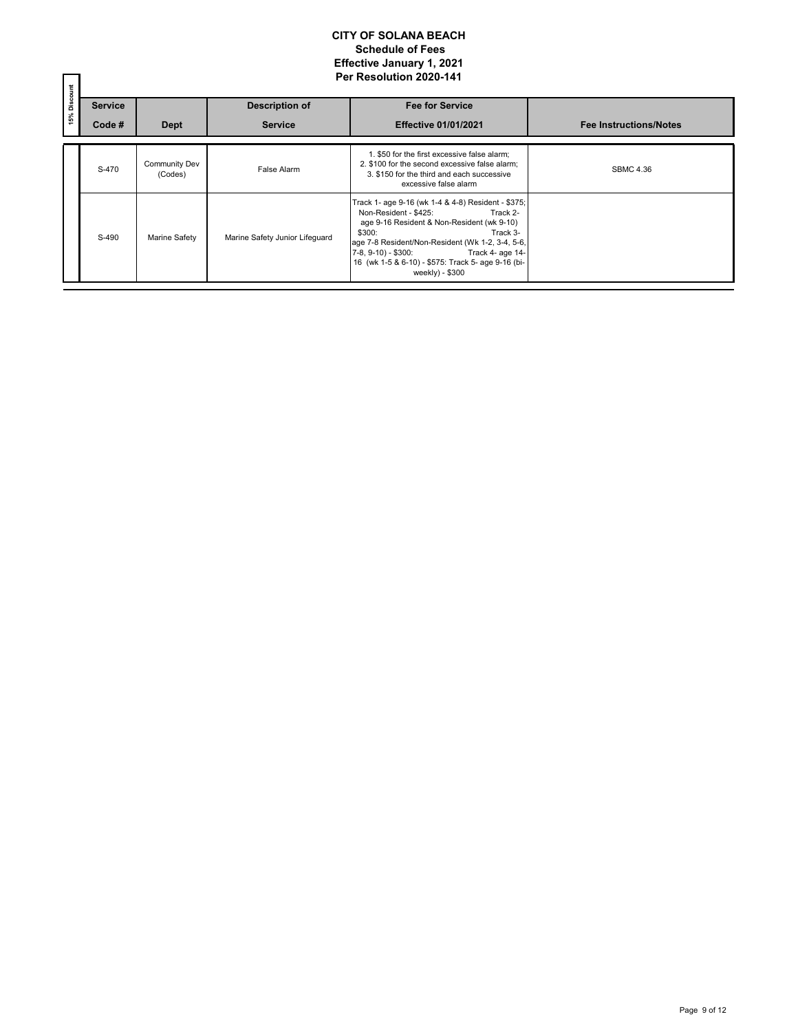# CITY OF SOLANA BEACH
## Schedule of Fees
## Effective January 1, 2021
## Per Resolution 2020-141

| 15% Discount | Service Code # | Dept | Description of Service | Fee for Service Effective 01/01/2021 | Fee Instructions/Notes |
|---|---|---|---|---|---|
| | S-470 | Community Dev (Codes) | False Alarm | 1. $50 for the first excessive false alarm; 2. $100 for the second excessive false alarm; 3. $150 for the third and each successive excessive false alarm | SBMC 4.36 |
| | S-490 | Marine Safety | Marine Safety Junior Lifeguard | Track 1- age 9-16 (wk 1-4 & 4-8) Resident - $375; Non-Resident - $425: Track 2- age 9-16 Resident & Non-Resident (wk 9-10) $300: Track 3- age 7-8 Resident/Non-Resident (Wk 1-2, 3-4, 5-6, 7-8, 9-10) - $300: Track 4- age 14-16 (wk 1-5 & 6-10) - $575: Track 5- age 9-16 (bi-weekly) - $300 | |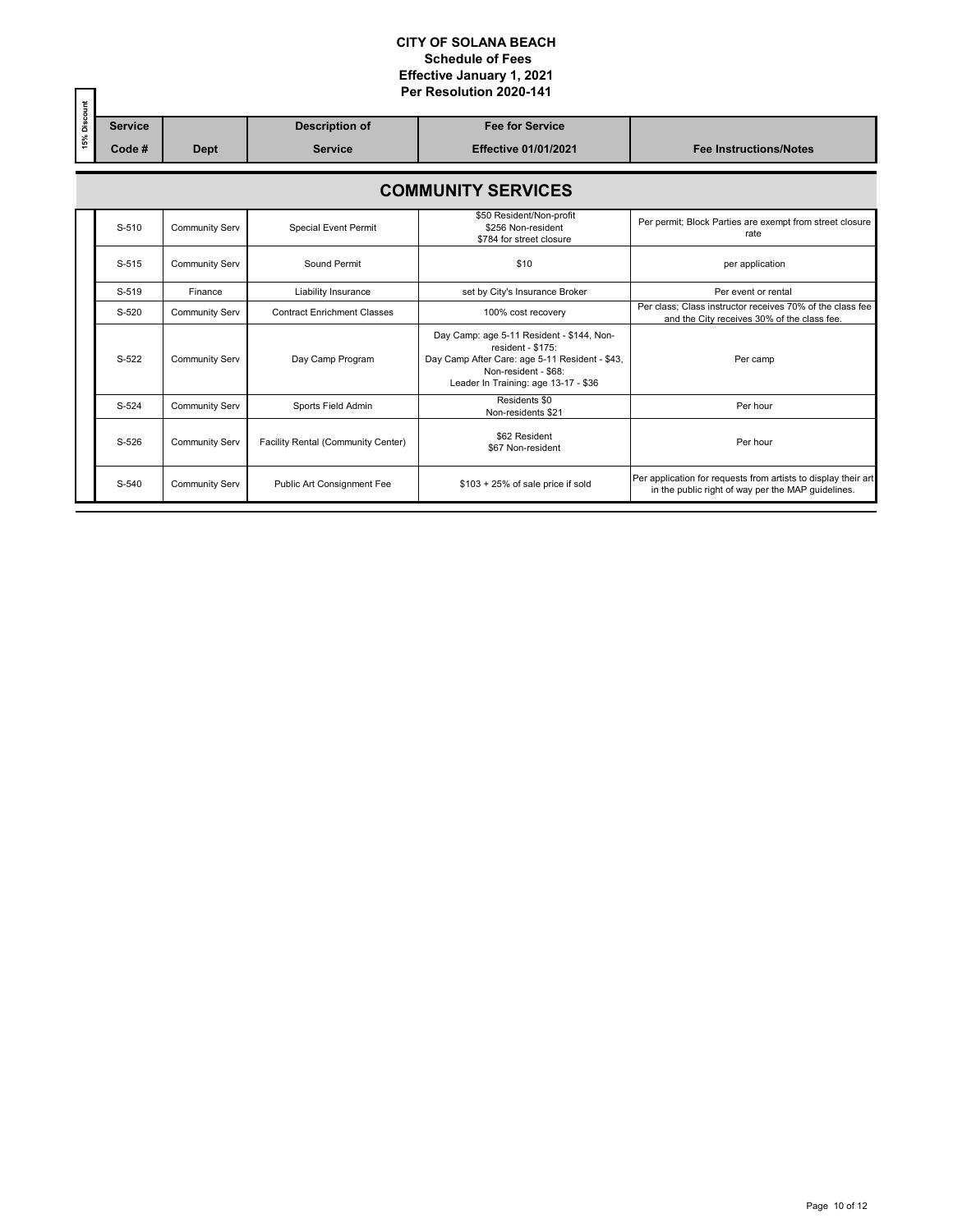**CITY OF SOLANA BEACH**
**Schedule of Fees**
**Effective January 1, 2021**
**Per Resolution 2020-141**

| 15% Discount | Service Code # | Dept | Description of Service | Fee for Service Effective 01/01/2021 | Fee Instructions/Notes |
|---|---|---|---|---|---|
| | | | **COMMUNITY SERVICES** | | |
| | S-510 | Community Serv | Special Event Permit | \$50 Resident/Non-profit<br>\$256 Non-resident<br>\$784 for street closure | Per permit; Block Parties are exempt from street closure rate |
| | S-515 | Community Serv | Sound Permit | \$10 | per application |
| | S-519 | Finance | Liability Insurance | set by City's Insurance Broker | Per event or rental |
| | S-520 | Community Serv | Contract Enrichment Classes | 100% cost recovery | Per class; Class instructor receives 70% of the class fee and the City receives 30% of the class fee. |
| | S-522 | Community Serv | Day Camp Program | Day Camp: age 5-11 Resident - \$144, Non-resident - \$175:<br>Day Camp After Care: age 5-11 Resident - \$43, Non-resident - \$68:<br>Leader In Training: age 13-17 - \$36 | Per camp |
| | S-524 | Community Serv | Sports Field Admin | Residents \$0<br>Non-residents \$21 | Per hour |
| | S-526 | Community Serv | Facility Rental (Community Center) | \$62 Resident<br>\$67 Non-resident | Per hour |
| | S-540 | Community Serv | Public Art Consignment Fee | \$103 + 25% of sale price if sold | Per application for requests from artists to display their art in the public right of way per the MAP guidelines. |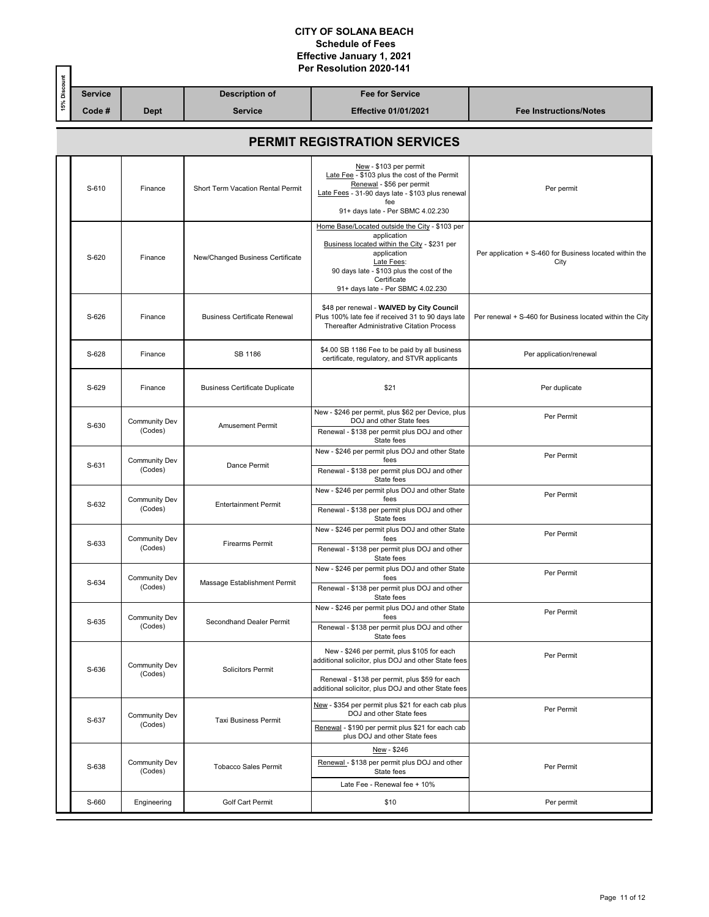# CITY OF SOLANA BEACH
## Schedule of Fees
## Effective January 1, 2021
## Per Resolution 2020-141

## PERMIT REGISTRATION SERVICES

| 15% Discount | Service Code # | Dept | Description of Service | Fee for Service Effective 01/01/2021 | Fee Instructions/Notes |
|---|---|---|---|---|---|
| | S-610 | Finance | Short Term Vacation Rental Permit | New - $103 per permit<br>Late Fee - $103 plus the cost of the Permit<br>Renewal - $56 per permit<br>Late Fees - 31-90 days late - $103 plus renewal fee<br>91+ days late - Per SBMC 4.02.230 | Per permit |
| | S-620 | Finance | New/Changed Business Certificate | Home Base/Located outside the City - $103 per application<br>Business located within the City - $231 per application<br>Late Fees:<br>90 days late - $103 plus the cost of the Certificate<br>91+ days late - Per SBMC 4.02.230 | Per application + S-460 for Business located within the City |
| | S-626 | Finance | Business Certificate Renewal | $48 per renewal - **WAIVED by City Council**<br>Plus 100% late fee if received 31 to 90 days late<br>Thereafter Administrative Citation Process | Per renewal + S-460 for Business located within the City |
| | S-628 | Finance | SB 1186 | $4.00 SB 1186 Fee to be paid by all business certificate, regulatory, and STVR applicants | Per application/renewal |
| | S-629 | Finance | Business Certificate Duplicate | $21 | Per duplicate |
| | S-630 | Community Dev (Codes) | Amusement Permit | New - $246 per permit, plus $62 per Device, plus DOJ and other State fees<br>Renewal - $138 per permit plus DOJ and other State fees | Per Permit |
| | S-631 | Community Dev (Codes) | Dance Permit | New - $246 per permit plus DOJ and other State fees<br>Renewal - $138 per permit plus DOJ and other State fees | Per Permit |
| | S-632 | Community Dev (Codes) | Entertainment Permit | New - $246 per permit plus DOJ and other State fees<br>Renewal - $138 per permit plus DOJ and other State fees | Per Permit |
| | S-633 | Community Dev (Codes) | Firearms Permit | New - $246 per permit plus DOJ and other State fees<br>Renewal - $138 per permit plus DOJ and other State fees | Per Permit |
| | S-634 | Community Dev (Codes) | Massage Establishment Permit | New - $246 per permit plus DOJ and other State fees<br>Renewal - $138 per permit plus DOJ and other State fees | Per Permit |
| | S-635 | Community Dev (Codes) | Secondhand Dealer Permit | New - $246 per permit plus DOJ and other State fees<br>Renewal - $138 per permit plus DOJ and other State fees | Per Permit |
| | S-636 | Community Dev (Codes) | Solicitors Permit | New - $246 per permit, plus $105 for each additional solicitor, plus DOJ and other State fees<br>Renewal - $138 per permit, plus $59 for each additional solicitor, plus DOJ and other State fees | Per Permit |
| | S-637 | Community Dev (Codes) | Taxi Business Permit | New - $354 per permit plus $21 for each cab plus DOJ and other State fees<br>Renewal - $190 per permit plus $21 for each cab plus DOJ and other State fees | Per Permit |
| | S-638 | Community Dev (Codes) | Tobacco Sales Permit | New - $246<br>Renewal - $138 per permit plus DOJ and other State fees<br>Late Fee - Renewal fee + 10% | Per Permit |
| | S-660 | Engineering | Golf Cart Permit | $10 | Per permit |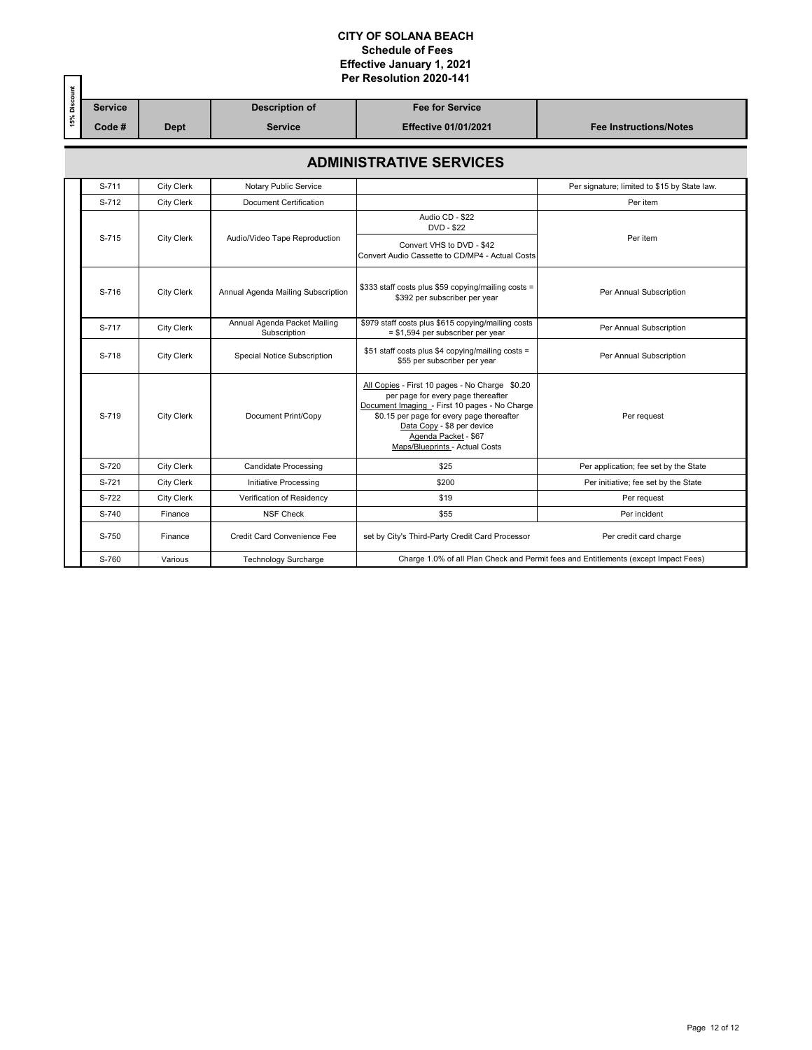**CITY OF SOLANA BEACH**
**Schedule of Fees**
**Effective January 1, 2021**
**Per Resolution 2020-141**

| 15% Discount | Service Code # | Dept | Description of Service | Fee for Service Effective 01/01/2021 | Fee Instructions/Notes |
|---|---|---|---|---|---|
| | | | **ADMINISTRATIVE SERVICES** | | |
| | S-711 | City Clerk | Notary Public Service | | Per signature; limited to $15 by State law. |
| | S-712 | City Clerk | Document Certification | | Per item |
| | S-715 | City Clerk | Audio/Video Tape Reproduction | Audio CD - $22<br>DVD - $22<br>Convert VHS to DVD - $42<br>Convert Audio Cassette to CD/MP4 - Actual Costs | Per item |
| | S-716 | City Clerk | Annual Agenda Mailing Subscription | $333 staff costs plus $59 copying/mailing costs = $392 per subscriber per year | Per Annual Subscription |
| | S-717 | City Clerk | Annual Agenda Packet Mailing Subscription | $979 staff costs plus $615 copying/mailing costs = $1,594 per subscriber per year | Per Annual Subscription |
| | S-718 | City Clerk | Special Notice Subscription | $51 staff costs plus $4 copying/mailing costs = $55 per subscriber per year | Per Annual Subscription |
| | S-719 | City Clerk | Document Print/Copy | All Copies - First 10 pages - No Charge $0.20 per page for every page thereafter<br>Document Imaging - First 10 pages - No Charge $0.15 per page for every page thereafter<br>Data Copy - $8 per device<br>Agenda Packet - $67<br>Maps/Blueprints - Actual Costs | Per request |
| | S-720 | City Clerk | Candidate Processing | $25 | Per application; fee set by the State |
| | S-721 | City Clerk | Initiative Processing | $200 | Per initiative; fee set by the State |
| | S-722 | City Clerk | Verification of Residency | $19 | Per request |
| | S-740 | Finance | NSF Check | $55 | Per incident |
| | S-750 | Finance | Credit Card Convenience Fee | set by City's Third-Party Credit Card Processor | Per credit card charge |
| | S-760 | Various | Technology Surcharge | Charge 1.0% of all Plan Check and Permit fees and Entitlements (except Impact Fees) | |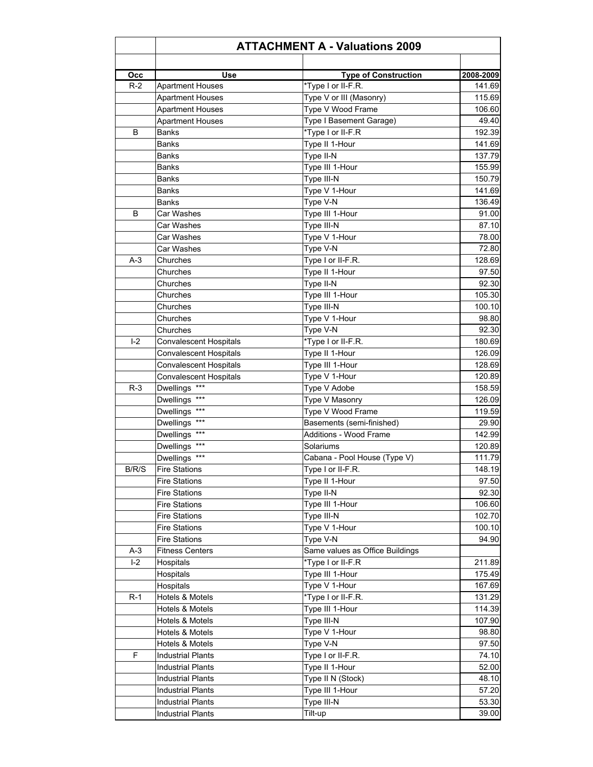## ATTACHMENT A - Valuations 2009

| Occ | Use | Type of Construction | 2008-2009 |
|---|---|---|---|
| R-2 | Apartment Houses | *Type I or II-F.R. | 141.69 |
| | Apartment Houses | Type V or III (Masonry) | 115.69 |
| | Apartment Houses | Type V Wood Frame | 106.60 |
| | Apartment Houses | Type I Basement Garage) | 49.40 |
| B | Banks | *Type I or II-F.R | 192.39 |
| | Banks | Type II 1-Hour | 141.69 |
| | Banks | Type II-N | 137.79 |
| | Banks | Type III 1-Hour | 155.99 |
| | Banks | Type III-N | 150.79 |
| | Banks | Type V 1-Hour | 141.69 |
| | Banks | Type V-N | 136.49 |
| B | Car Washes | Type III 1-Hour | 91.00 |
| | Car Washes | Type III-N | 87.10 |
| | Car Washes | Type V 1-Hour | 78.00 |
| | Car Washes | Type V-N | 72.80 |
| A-3 | Churches | Type I or II-F.R. | 128.69 |
| | Churches | Type II 1-Hour | 97.50 |
| | Churches | Type II-N | 92.30 |
| | Churches | Type III 1-Hour | 105.30 |
| | Churches | Type III-N | 100.10 |
| | Churches | Type V 1-Hour | 98.80 |
| | Churches | Type V-N | 92.30 |
| I-2 | Convalescent Hospitals | *Type I or II-F.R. | 180.69 |
| | Convalescent Hospitals | Type II 1-Hour | 126.09 |
| | Convalescent Hospitals | Type III 1-Hour | 128.69 |
| | Convalescent Hospitals | Type V 1-Hour | 120.89 |
| R-3 | Dwellings *** | Type V Adobe | 158.59 |
| | Dwellings *** | Type V Masonry | 126.09 |
| | Dwellings *** | Type V Wood Frame | 119.59 |
| | Dwellings *** | Basements (semi-finished) | 29.90 |
| | Dwellings *** | Additions - Wood Frame | 142.99 |
| | Dwellings *** | Solariums | 120.89 |
| | Dwellings *** | Cabana - Pool House (Type V) | 111.79 |
| B/R/S | Fire Stations | Type I or II-F.R. | 148.19 |
| | Fire Stations | Type II 1-Hour | 97.50 |
| | Fire Stations | Type II-N | 92.30 |
| | Fire Stations | Type III 1-Hour | 106.60 |
| | Fire Stations | Type III-N | 102.70 |
| | Fire Stations | Type V 1-Hour | 100.10 |
| | Fire Stations | Type V-N | 94.90 |
| A-3 | Fitness Centers | Same values as Office Buildings | |
| I-2 | Hospitals | *Type I or II-F.R | 211.89 |
| | Hospitals | Type III 1-Hour | 175.49 |
| | Hospitals | Type V 1-Hour | 167.69 |
| R-1 | Hotels & Motels | *Type I or II-F.R. | 131.29 |
| | Hotels & Motels | Type III 1-Hour | 114.39 |
| | Hotels & Motels | Type III-N | 107.90 |
| | Hotels & Motels | Type V 1-Hour | 98.80 |
| | Hotels & Motels | Type V-N | 97.50 |
| F | Industrial Plants | Type I or II-F.R. | 74.10 |
| | Industrial Plants | Type II 1-Hour | 52.00 |
| | Industrial Plants | Type II N (Stock) | 48.10 |
| | Industrial Plants | Type III 1-Hour | 57.20 |
| | Industrial Plants | Type III-N | 53.30 |
| | Industrial Plants | Tilt-up | 39.00 |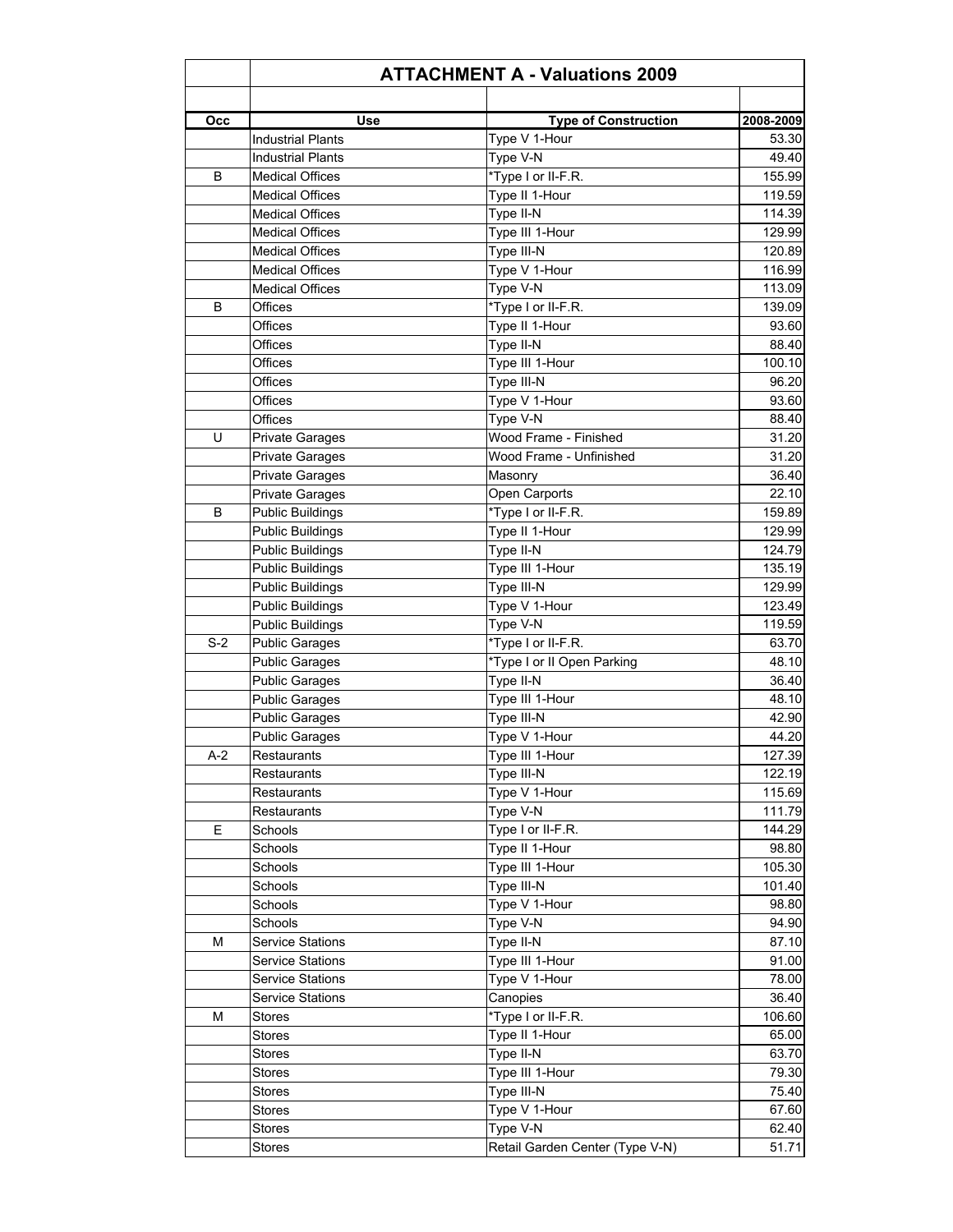# ATTACHMENT A - Valuations 2009

| Occ | Use | Type of Construction | 2008-2009 |
|---|---|---|---|
| | Industrial Plants | Type V 1-Hour | 53.30 |
| | Industrial Plants | Type V-N | 49.40 |
| B | Medical Offices | *Type I or II-F.R. | 155.99 |
| | Medical Offices | Type II 1-Hour | 119.59 |
| | Medical Offices | Type II-N | 114.39 |
| | Medical Offices | Type III 1-Hour | 129.99 |
| | Medical Offices | Type III-N | 120.89 |
| | Medical Offices | Type V 1-Hour | 116.99 |
| | Medical Offices | Type V-N | 113.09 |
| B | Offices | *Type I or II-F.R. | 139.09 |
| | Offices | Type II 1-Hour | 93.60 |
| | Offices | Type II-N | 88.40 |
| | Offices | Type III 1-Hour | 100.10 |
| | Offices | Type III-N | 96.20 |
| | Offices | Type V 1-Hour | 93.60 |
| | Offices | Type V-N | 88.40 |
| U | Private Garages | Wood Frame - Finished | 31.20 |
| | Private Garages | Wood Frame - Unfinished | 31.20 |
| | Private Garages | Masonry | 36.40 |
| | Private Garages | Open Carports | 22.10 |
| B | Public Buildings | *Type I or II-F.R. | 159.89 |
| | Public Buildings | Type II 1-Hour | 129.99 |
| | Public Buildings | Type II-N | 124.79 |
| | Public Buildings | Type III 1-Hour | 135.19 |
| | Public Buildings | Type III-N | 129.99 |
| | Public Buildings | Type V 1-Hour | 123.49 |
| | Public Buildings | Type V-N | 119.59 |
| S-2 | Public Garages | *Type I or II-F.R. | 63.70 |
| | Public Garages | *Type I or II Open Parking | 48.10 |
| | Public Garages | Type II-N | 36.40 |
| | Public Garages | Type III 1-Hour | 48.10 |
| | Public Garages | Type III-N | 42.90 |
| | Public Garages | Type V 1-Hour | 44.20 |
| A-2 | Restaurants | Type III 1-Hour | 127.39 |
| | Restaurants | Type III-N | 122.19 |
| | Restaurants | Type V 1-Hour | 115.69 |
| | Restaurants | Type V-N | 111.79 |
| E | Schools | Type I or II-F.R. | 144.29 |
| | Schools | Type II 1-Hour | 98.80 |
| | Schools | Type III 1-Hour | 105.30 |
| | Schools | Type III-N | 101.40 |
| | Schools | Type V 1-Hour | 98.80 |
| | Schools | Type V-N | 94.90 |
| M | Service Stations | Type II-N | 87.10 |
| | Service Stations | Type III 1-Hour | 91.00 |
| | Service Stations | Type V 1-Hour | 78.00 |
| | Service Stations | Canopies | 36.40 |
| M | Stores | *Type I or II-F.R. | 106.60 |
| | Stores | Type II 1-Hour | 65.00 |
| | Stores | Type II-N | 63.70 |
| | Stores | Type III 1-Hour | 79.30 |
| | Stores | Type III-N | 75.40 |
| | Stores | Type V 1-Hour | 67.60 |
| | Stores | Type V-N | 62.40 |
| | Stores | Retail Garden Center (Type V-N) | 51.71 |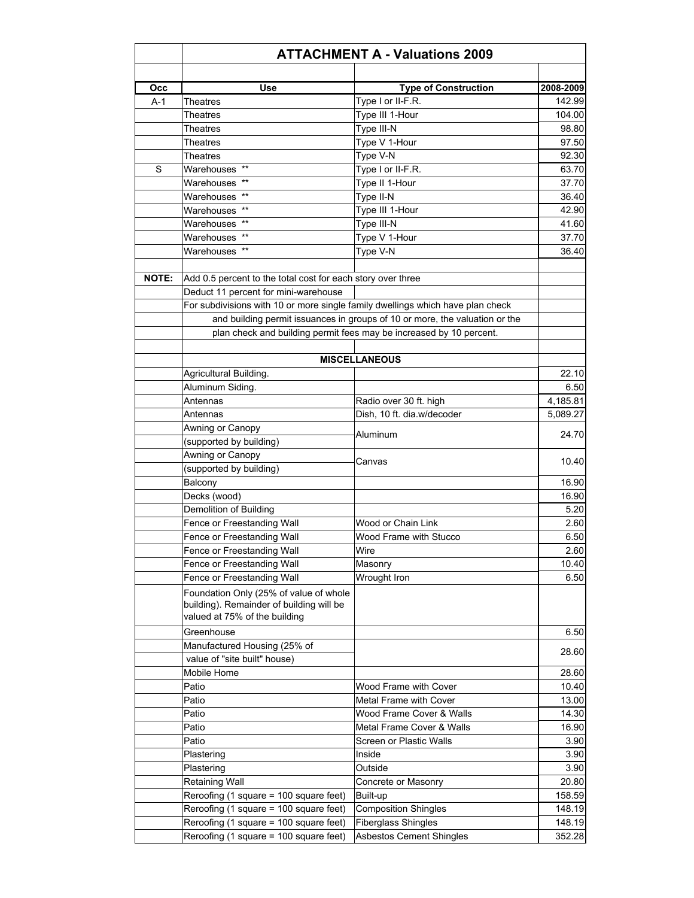# ATTACHMENT A - Valuations 2009

| Occ | Use | Type of Construction | 2008-2009 |
|---|---|---|---|
| A-1 | Theatres | Type I or II-F.R. | 142.99 |
| | Theatres | Type III 1-Hour | 104.00 |
| | Theatres | Type III-N | 98.80 |
| | Theatres | Type V 1-Hour | 97.50 |
| | Theatres | Type V-N | 92.30 |
| S | Warehouses ** | Type I or II-F.R. | 63.70 |
| | Warehouses ** | Type II 1-Hour | 37.70 |
| | Warehouses ** | Type II-N | 36.40 |
| | Warehouses ** | Type III 1-Hour | 42.90 |
| | Warehouses ** | Type III-N | 41.60 |
| | Warehouses ** | Type V 1-Hour | 37.70 |
| | Warehouses ** | Type V-N | 36.40 |
| | | | |
| **NOTE:** | Add 0.5 percent to the total cost for each story over three | | |
| | Deduct 11 percent for mini-warehouse | | |
| | For subdivisions with 10 or more single family dwellings which have plan check and building permit issuances in groups of 10 or more, the valuation or the plan check and building permit fees may be increased by 10 percent. | | |
| | | | |
| | | **MISCELLANEOUS** | |
| | Agricultural Building. | | 22.10 |
| | Aluminum Siding. | | 6.50 |
| | Antennas | Radio over 30 ft. high | 4,185.81 |
| | Antennas | Dish, 10 ft. dia.w/decoder | 5,089.27 |
| | Awning or Canopy (supported by building) | Aluminum | 24.70 |
| | Awning or Canopy (supported by building) | Canvas | 10.40 |
| | Balcony | | 16.90 |
| | Decks (wood) | | 16.90 |
| | Demolition of Building | | 5.20 |
| | Fence or Freestanding Wall | Wood or Chain Link | 2.60 |
| | Fence or Freestanding Wall | Wood Frame with Stucco | 6.50 |
| | Fence or Freestanding Wall | Wire | 2.60 |
| | Fence or Freestanding Wall | Masonry | 10.40 |
| | Fence or Freestanding Wall | Wrought Iron | 6.50 |
| | Foundation Only (25% of value of whole building). Remainder of building will be valued at 75% of the building | | |
| | Greenhouse | | 6.50 |
| | Manufactured Housing (25% of value of "site built" house) | | 28.60 |
| | Mobile Home | | 28.60 |
| | Patio | Wood Frame with Cover | 10.40 |
| | Patio | Metal Frame with Cover | 13.00 |
| | Patio | Wood Frame Cover & Walls | 14.30 |
| | Patio | Metal Frame Cover & Walls | 16.90 |
| | Patio | Screen or Plastic Walls | 3.90 |
| | Plastering | Inside | 3.90 |
| | Plastering | Outside | 3.90 |
| | Retaining Wall | Concrete or Masonry | 20.80 |
| | Reroofing (1 square = 100 square feet) | Built-up | 158.59 |
| | Reroofing (1 square = 100 square feet) | Composition Shingles | 148.19 |
| | Reroofing (1 square = 100 square feet) | Fiberglass Shingles | 148.19 |
| | Reroofing (1 square = 100 square feet) | Asbestos Cement Shingles | 352.28 |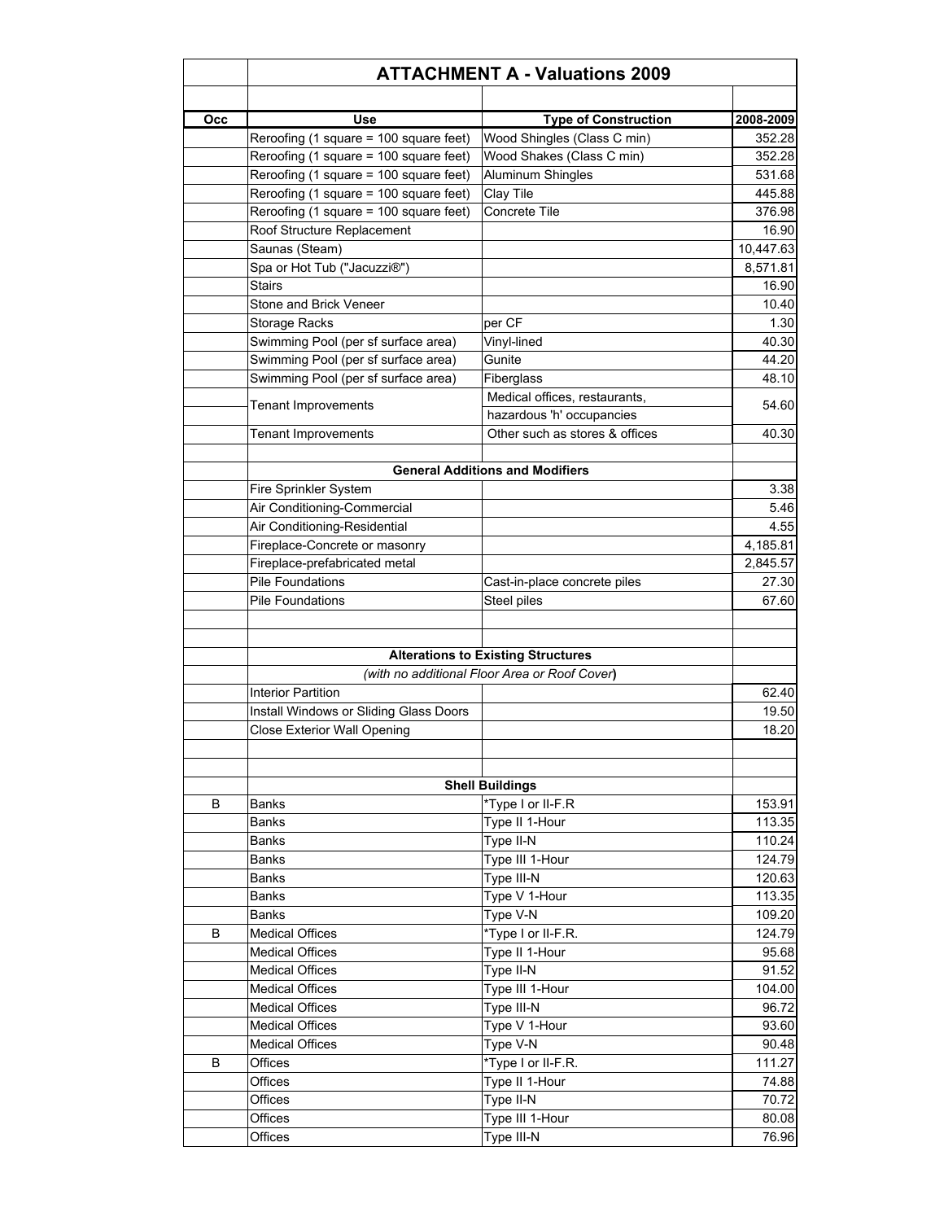## ATTACHMENT A - Valuations 2009

| Occ | Use | Type of Construction | 2008-2009 |
|---|---|---|---|
| | Reroofing (1 square = 100 square feet) | Wood Shingles (Class C min) | 352.28 |
| | Reroofing (1 square = 100 square feet) | Wood Shakes (Class C min) | 352.28 |
| | Reroofing (1 square = 100 square feet) | Aluminum Shingles | 531.68 |
| | Reroofing (1 square = 100 square feet) | Clay Tile | 445.88 |
| | Reroofing (1 square = 100 square feet) | Concrete Tile | 376.98 |
| | Roof Structure Replacement | | 16.90 |
| | Saunas (Steam) | | 10,447.63 |
| | Spa or Hot Tub ("Jacuzzi®") | | 8,571.81 |
| | Stairs | | 16.90 |
| | Stone and Brick Veneer | | 10.40 |
| | Storage Racks | per CF | 1.30 |
| | Swimming Pool (per sf surface area) | Vinyl-lined | 40.30 |
| | Swimming Pool (per sf surface area) | Gunite | 44.20 |
| | Swimming Pool (per sf surface area) | Fiberglass | 48.10 |
| | Tenant Improvements | Medical offices, restaurants, hazardous 'h' occupancies | 54.60 |
| | Tenant Improvements | Other such as stores & offices | 40.30 |
| | | | |
| | **General Additions and Modifiers** | | |
| | Fire Sprinkler System | | 3.38 |
| | Air Conditioning-Commercial | | 5.46 |
| | Air Conditioning-Residential | | 4.55 |
| | Fireplace-Concrete or masonry | | 4,185.81 |
| | Fireplace-prefabricated metal | | 2,845.57 |
| | Pile Foundations | Cast-in-place concrete piles | 27.30 |
| | Pile Foundations | Steel piles | 67.60 |
| | | | |
| | **Alterations to Existing Structures** | | |
| | *(with no additional Floor Area or Roof Cover)* | | |
| | Interior Partition | | 62.40 |
| | Install Windows or Sliding Glass Doors | | 19.50 |
| | Close Exterior Wall Opening | | 18.20 |
| | | | |
| | **Shell Buildings** | | |
| B | Banks | *Type I or II-F.R | 153.91 |
| | Banks | Type II 1-Hour | 113.35 |
| | Banks | Type II-N | 110.24 |
| | Banks | Type III 1-Hour | 124.79 |
| | Banks | Type III-N | 120.63 |
| | Banks | Type V 1-Hour | 113.35 |
| | Banks | Type V-N | 109.20 |
| B | Medical Offices | *Type I or II-F.R. | 124.79 |
| | Medical Offices | Type II 1-Hour | 95.68 |
| | Medical Offices | Type II-N | 91.52 |
| | Medical Offices | Type III 1-Hour | 104.00 |
| | Medical Offices | Type III-N | 96.72 |
| | Medical Offices | Type V 1-Hour | 93.60 |
| | Medical Offices | Type V-N | 90.48 |
| B | Offices | *Type I or II-F.R. | 111.27 |
| | Offices | Type II 1-Hour | 74.88 |
| | Offices | Type II-N | 70.72 |
| | Offices | Type III 1-Hour | 80.08 |
| | Offices | Type III-N | 76.96 |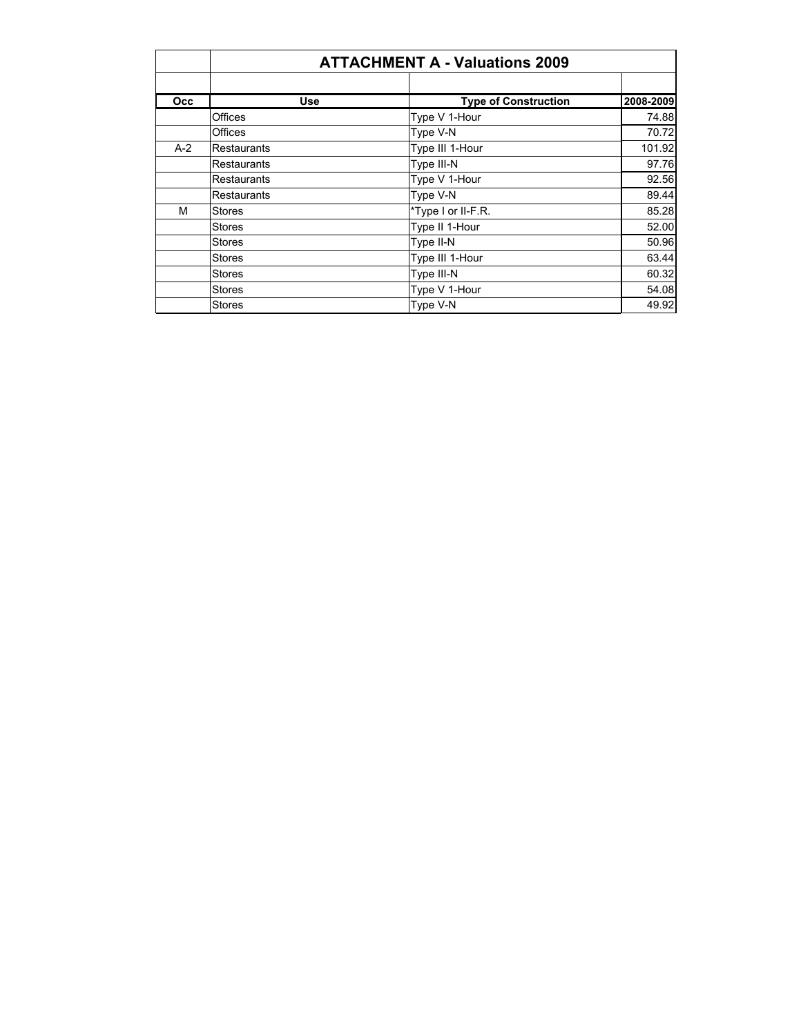## ATTACHMENT A - Valuations 2009

| Occ | Use | Type of Construction | 2008-2009 |
|---|---|---|---|
| | Offices | Type V 1-Hour | 74.88 |
| | Offices | Type V-N | 70.72 |
| A-2 | Restaurants | Type III 1-Hour | 101.92 |
| | Restaurants | Type III-N | 97.76 |
| | Restaurants | Type V 1-Hour | 92.56 |
| | Restaurants | Type V-N | 89.44 |
| M | Stores | *Type I or II-F.R. | 85.28 |
| | Stores | Type II 1-Hour | 52.00 |
| | Stores | Type II-N | 50.96 |
| | Stores | Type III 1-Hour | 63.44 |
| | Stores | Type III-N | 60.32 |
| | Stores | Type V 1-Hour | 54.08 |
| | Stores | Type V-N | 49.92 |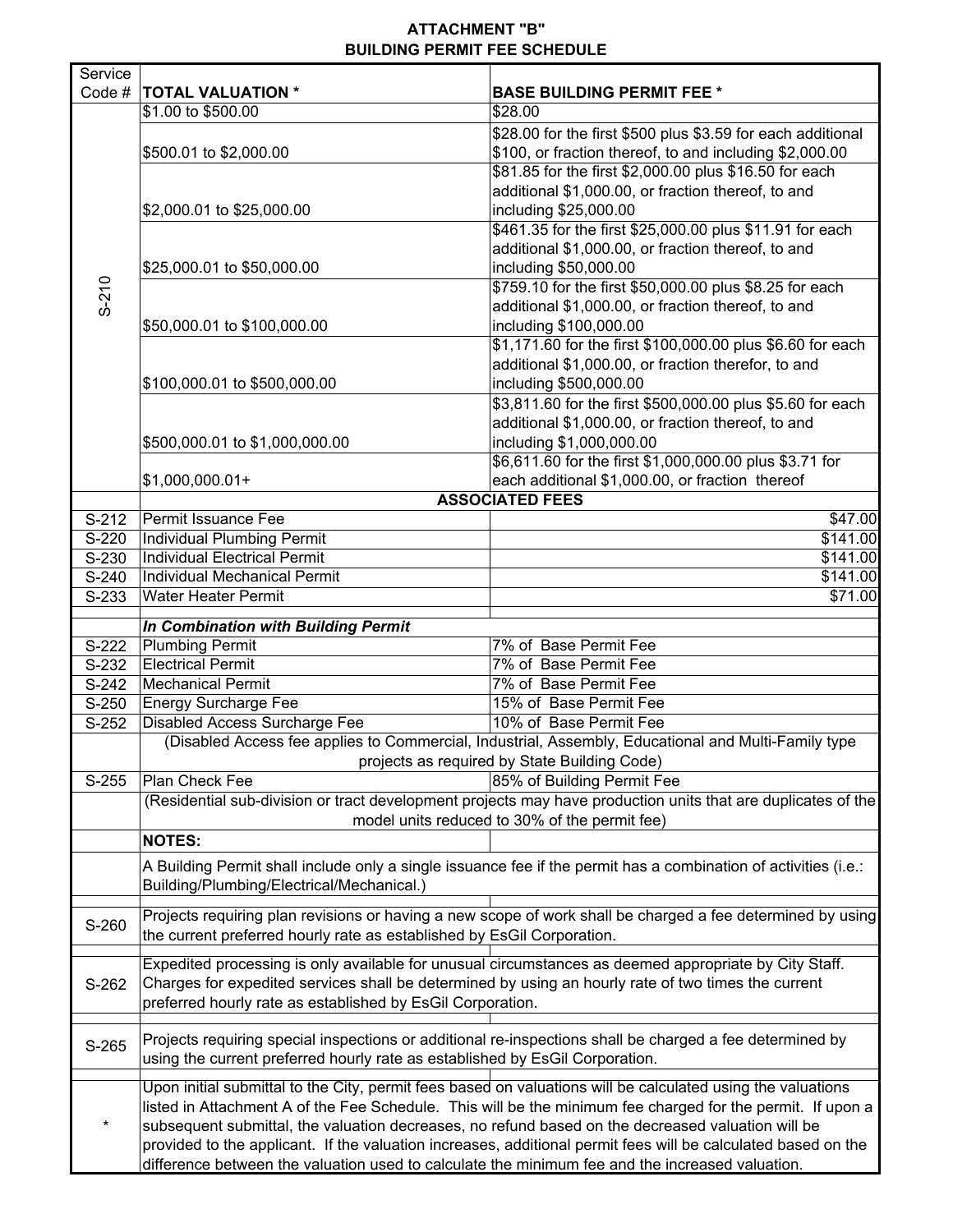# ATTACHMENT "B"
## BUILDING PERMIT FEE SCHEDULE

| Service Code # | TOTAL VALUATION * | BASE BUILDING PERMIT FEE * |
|---|---|---|
| S-210 | $1.00 to $500.00 | $28.00 |
| | $500.01 to $2,000.00 | $28.00 for the first $500 plus $3.59 for each additional $100, or fraction thereof, to and including $2,000.00 |
| | $2,000.01 to $25,000.00 | $81.85 for the first $2,000.00 plus $16.50 for each additional $1,000.00, or fraction thereof, to and including $25,000.00 |
| | $25,000.01 to $50,000.00 | $461.35 for the first $25,000.00 plus $11.91 for each additional $1,000.00, or fraction thereof, to and including $50,000.00 |
| | $50,000.01 to $100,000.00 | $759.10 for the first $50,000.00 plus $8.25 for each additional $1,000.00, or fraction thereof, to and including $100,000.00 |
| | $100,000.01 to $500,000.00 | $1,171.60 for the first $100,000.00 plus $6.60 for each additional $1,000.00, or fraction therefor, to and including $500,000.00 |
| | $500,000.01 to $1,000,000.00 | $3,811.60 for the first $500,000.00 plus $5.60 for each additional $1,000.00, or fraction thereof, to and including $1,000,000.00 |
| | $1,000,000.01+ | $6,611.60 for the first $1,000,000.00 plus $3.71 for each additional $1,000.00, or fraction thereof |
| | **ASSOCIATED FEES** | |
| S-212 | Permit Issuance Fee | $47.00 |
| S-220 | Individual Plumbing Permit | $141.00 |
| S-230 | Individual Electrical Permit | $141.00 |
| S-240 | Individual Mechanical Permit | $141.00 |
| S-233 | Water Heater Permit | $71.00 |
| | ***In Combination with Building Permit*** | |
| S-222 | Plumbing Permit | 7% of Base Permit Fee |
| S-232 | Electrical Permit | 7% of Base Permit Fee |
| S-242 | Mechanical Permit | 7% of Base Permit Fee |
| S-250 | Energy Surcharge Fee | 15% of Base Permit Fee |
| S-252 | Disabled Access Surcharge Fee | 10% of Base Permit Fee |
| | (Disabled Access fee applies to Commercial, Industrial, Assembly, Educational and Multi-Family type projects as required by State Building Code) | |
| S-255 | Plan Check Fee | 85% of Building Permit Fee |
| | (Residential sub-division or tract development projects may have production units that are duplicates of the model units reduced to 30% of the permit fee) | |
| | **NOTES:** | |
| | A Building Permit shall include only a single issuance fee if the permit has a combination of activities (i.e.: Building/Plumbing/Electrical/Mechanical.) | |
| S-260 | Projects requiring plan revisions or having a new scope of work shall be charged a fee determined by using the current preferred hourly rate as established by EsGil Corporation. | |
| S-262 | Expedited processing is only available for unusual circumstances as deemed appropriate by City Staff. Charges for expedited services shall be determined by using an hourly rate of two times the current preferred hourly rate as established by EsGil Corporation. | |
| S-265 | Projects requiring special inspections or additional re-inspections shall be charged a fee determined by using the current preferred hourly rate as established by EsGil Corporation. | |
| * | Upon initial submittal to the City, permit fees based on valuations will be calculated using the valuations listed in Attachment A of the Fee Schedule. This will be the minimum fee charged for the permit. If upon a subsequent submittal, the valuation decreases, no refund based on the decreased valuation will be provided to the applicant. If the valuation increases, additional permit fees will be calculated based on the difference between the valuation used to calculate the minimum fee and the increased valuation. | |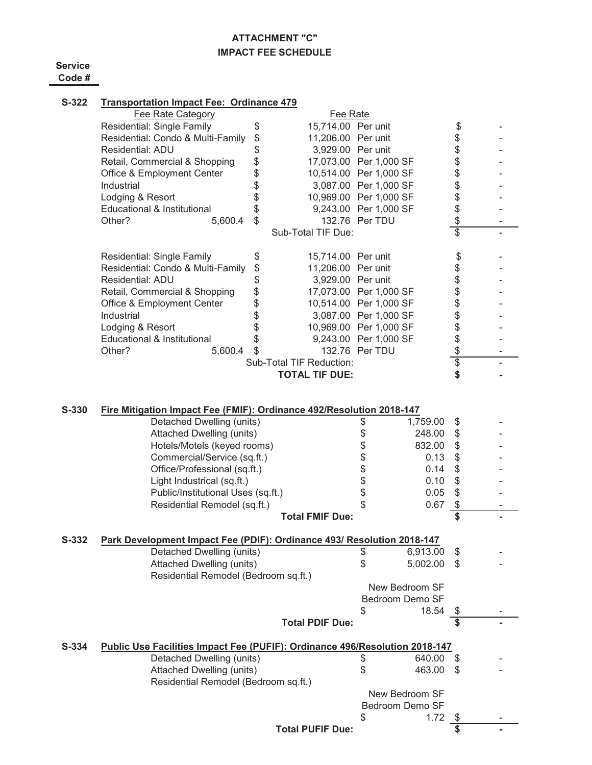**ATTACHMENT "C"**

**IMPACT FEE SCHEDULE**

**Service Code #**

**S-322** **Transportation Impact Fee: Ordinance 479**

| Fee Rate Category | | | Fee Rate | | | |
|---|---|---|---|---|---|---|
| Residential: Single Family | | $ | 15,714.00 | Per unit | $ | - |
| Residential: Condo & Multi-Family | | $ | 11,206.00 | Per unit | $ | - |
| Residential: ADU | | $ | 3,929.00 | Per unit | $ | - |
| Retail, Commercial & Shopping | | $ | 17,073.00 | Per 1,000 SF | $ | - |
| Office & Employment Center | | $ | 10,514.00 | Per 1,000 SF | $ | - |
| Industrial | | $ | 3,087.00 | Per 1,000 SF | $ | - |
| Lodging & Resort | | $ | 10,969.00 | Per 1,000 SF | $ | - |
| Educational & Institutional | | $ | 9,243.00 | Per 1,000 SF | $ | - |
| Other? | 5,600.4 | $ | 132.76 | Per TDU | $ | - |
| | | Sub-Total TIF Due: | | | $ | - |
| Residential: Single Family | | $ | 15,714.00 | Per unit | $ | - |
| Residential: Condo & Multi-Family | | $ | 11,206.00 | Per unit | $ | - |
| Residential: ADU | | $ | 3,929.00 | Per unit | $ | - |
| Retail, Commercial & Shopping | | $ | 17,073.00 | Per 1,000 SF | $ | - |
| Office & Employment Center | | $ | 10,514.00 | Per 1,000 SF | $ | - |
| Industrial | | $ | 3,087.00 | Per 1,000 SF | $ | - |
| Lodging & Resort | | $ | 10,969.00 | Per 1,000 SF | $ | - |
| Educational & Institutional | | $ | 9,243.00 | Per 1,000 SF | $ | - |
| Other? | 5,600.4 | $ | 132.76 | Per TDU | $ | - |
| | | Sub-Total TIF Reduction: | | | $ | - |
| | | **TOTAL TIF DUE:** | | | **$** | **-** |

**S-330** **Fire Mitigation Impact Fee (FMIF): Ordinance 492/Resolution 2018-147**

| | | | | |
|---|---|---|---|---|
| Detached Dwelling (units) | $ | 1,759.00 | $ | - |
| Attached Dwelling (units) | $ | 248.00 | $ | - |
| Hotels/Motels (keyed rooms) | $ | 832.00 | $ | - |
| Commercial/Service (sq.ft.) | $ | 0.13 | $ | - |
| Office/Professional (sq.ft.) | $ | 0.14 | $ | - |
| Light Industrial (sq.ft.) | $ | 0.10 | $ | - |
| Public/Institutional Uses (sq.ft.) | $ | 0.05 | $ | - |
| Residential Remodel (sq.ft.) | $ | 0.67 | $ | - |
| **Total FMIF Due:** | | | **$** | **-** |

**S-332** **Park Development Impact Fee (PDIF): Ordinance 493/ Resolution 2018-147**

| | | | | |
|---|---|---|---|---|
| Detached Dwelling (units) | $ | 6,913.00 | $ | - |
| Attached Dwelling (units) | $ | 5,002.00 | $ | - |
| Residential Remodel (Bedroom sq.ft.) | | | | |
| | | New Bedroom SF | | |
| | | Bedroom Demo SF | | |
| | $ | 18.54 | $ | - |
| **Total PDIF Due:** | | | **$** | **-** |

**S-334** **Public Use Facilities Impact Fee (PUFIF): Ordinance 496/Resolution 2018-147**

| | | | | |
|---|---|---|---|---|
| Detached Dwelling (units) | $ | 640.00 | $ | - |
| Attached Dwelling (units) | $ | 463.00 | $ | - |
| Residential Remodel (Bedroom sq.ft.) | | | | |
| | | New Bedroom SF | | |
| | | Bedroom Demo SF | | |
| | $ | 1.72 | $ | - |
| **Total PUFIF Due:** | | | **$** | **-** |